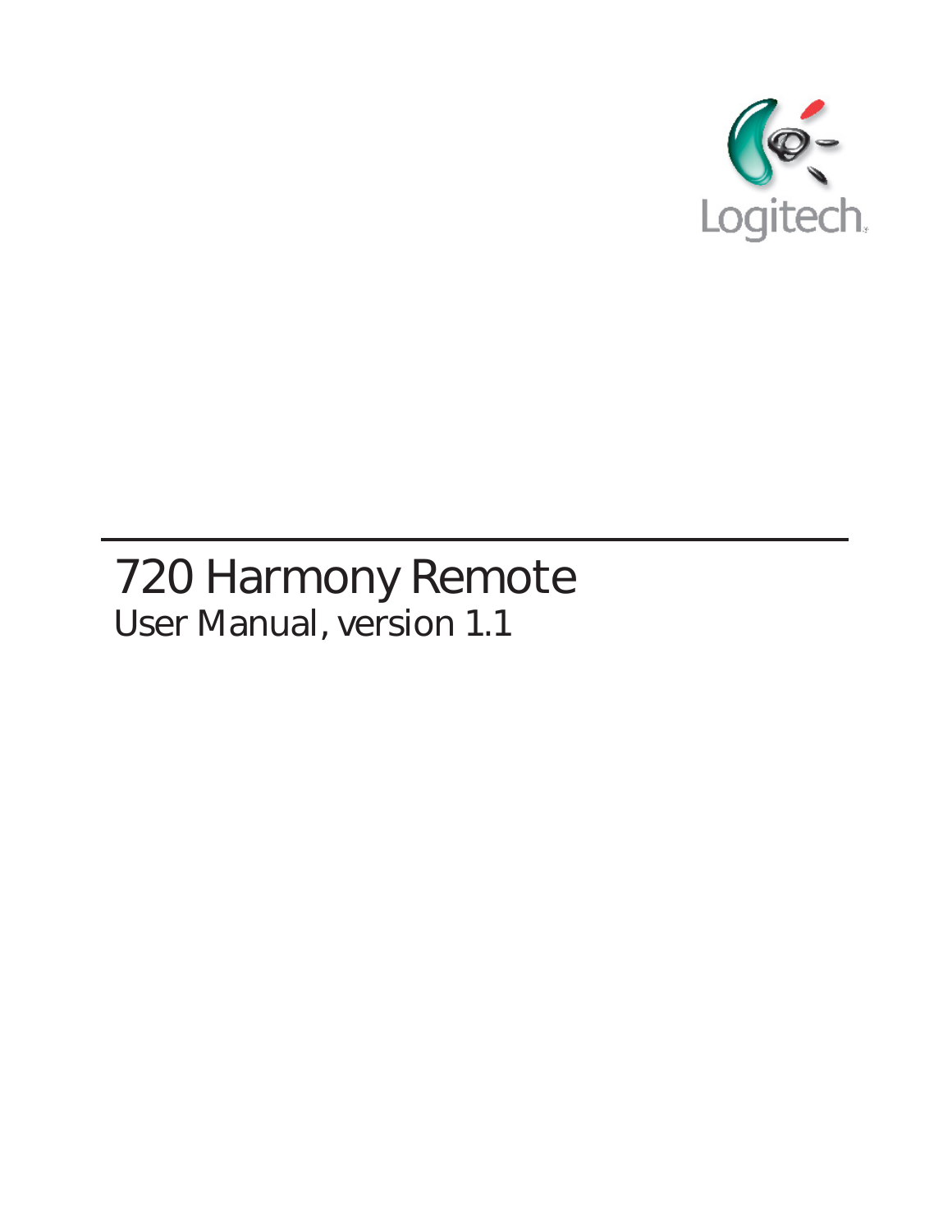Logitech

# 720 Harmony Remote

User Manual, version 1.1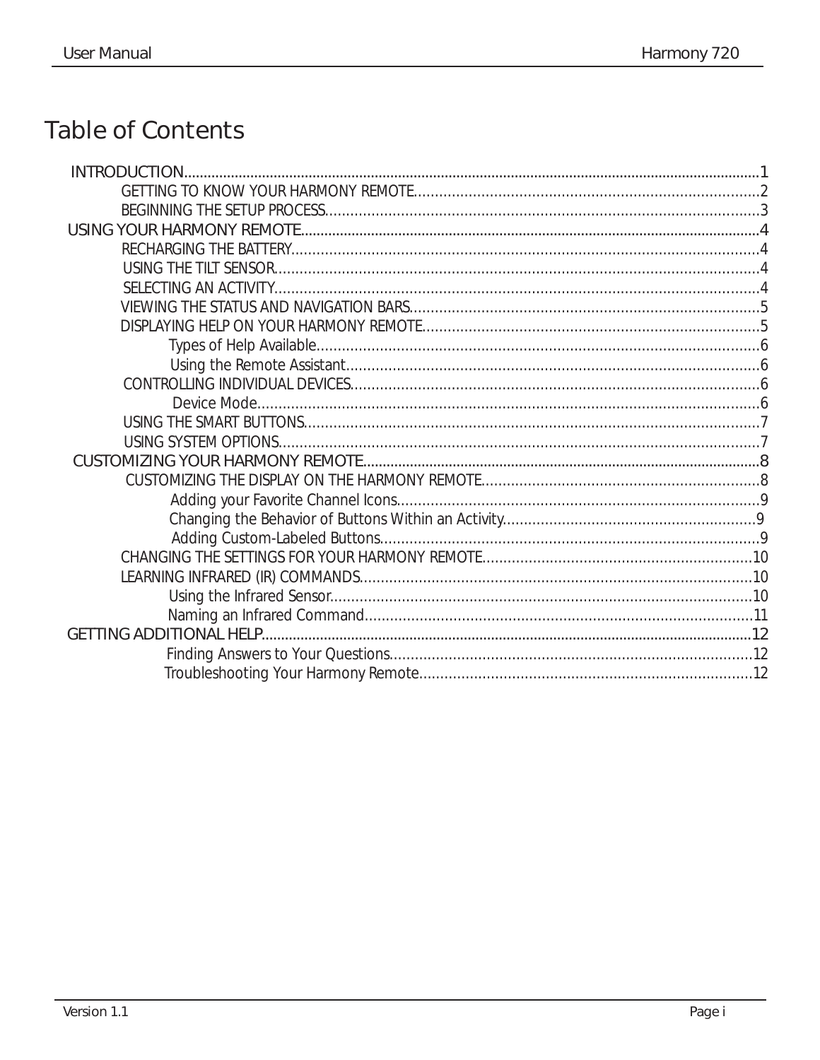# Table of Contents

INTRODUCTION....1
- GETTING TO KNOW YOUR HARMONY REMOTE....2
- BEGINNING THE SETUP PROCESS....3

USING YOUR HARMONY REMOTE....4
- RECHARGING THE BATTERY....4
- USING THE TILT SENSOR....4
- SELECTING AN ACTIVITY....4
- VIEWING THE STATUS AND NAVIGATION BARS....5
- DISPLAYING HELP ON YOUR HARMONY REMOTE....5
  - Types of Help Available....6
  - Using the Remote Assistant....6
- CONTROLLING INDIVIDUAL DEVICES....6
  - Device Mode....6
- USING THE SMART BUTTONS....7
- USING SYSTEM OPTIONS....7

CUSTOMIZING YOUR HARMONY REMOTE....8
- CUSTOMIZING THE DISPLAY ON THE HARMONY REMOTE....8
  - Adding your Favorite Channel Icons....9
  - Changing the Behavior of Buttons Within an Activity....9
  - Adding Custom-Labeled Buttons....9
- CHANGING THE SETTINGS FOR YOUR HARMONY REMOTE....10
- LEARNING INFRARED (IR) COMMANDS....10
  - Using the Infrared Sensor....10
  - Naming an Infrared Command....11

GETTING ADDITIONAL HELP....12
- Finding Answers to Your Questions....12
- Troubleshooting Your Harmony Remote....12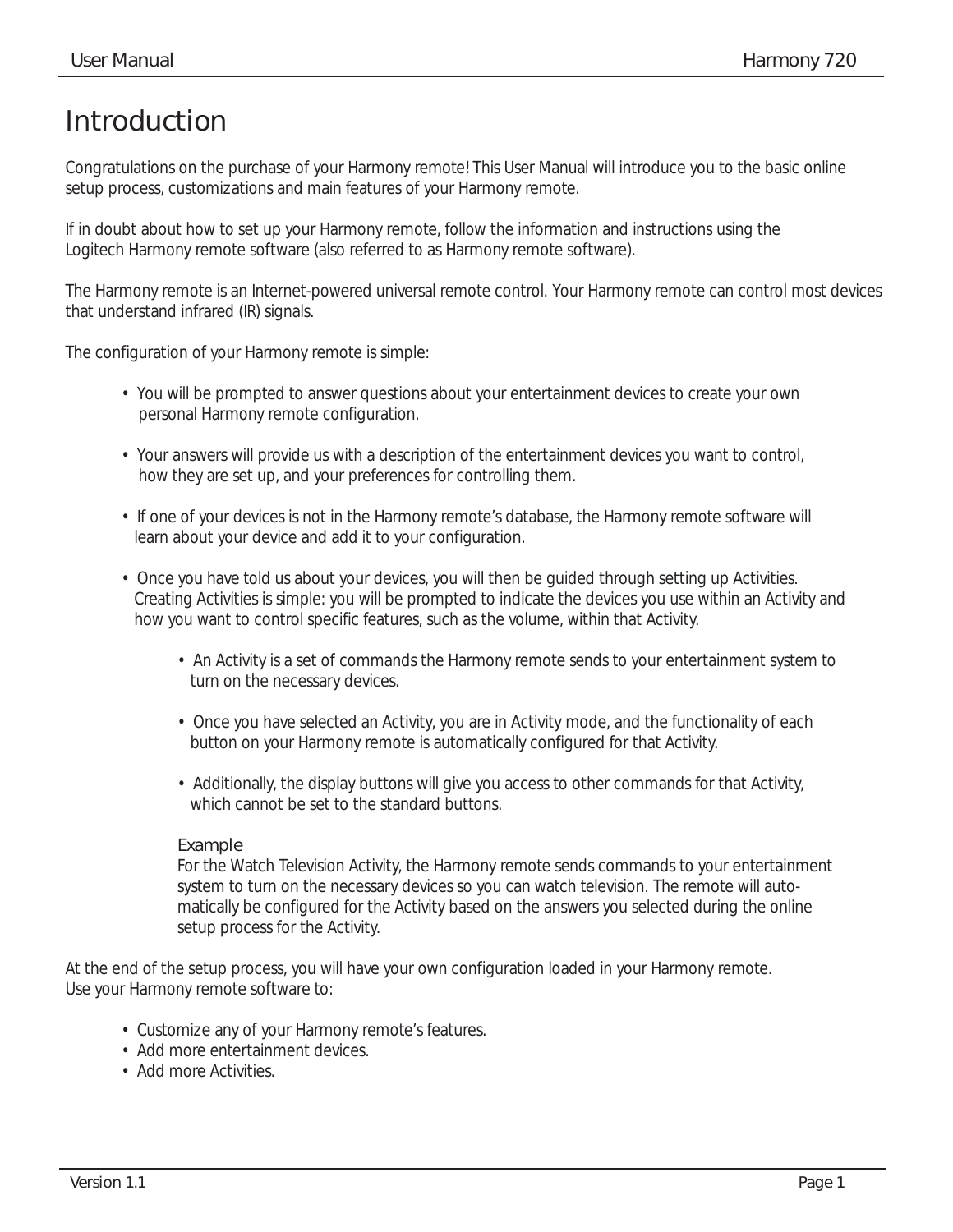# Introduction

Congratulations on the purchase of your Harmony remote! This User Manual will introduce you to the basic online setup process, customizations and main features of your Harmony remote.

If in doubt about how to set up your Harmony remote, follow the information and instructions using the Logitech Harmony remote software (also referred to as Harmony remote software).

The Harmony remote is an Internet-powered universal remote control. Your Harmony remote can control most devices that understand infrared (IR) signals.

The configuration of your Harmony remote is simple:

- You will be prompted to answer questions about your entertainment devices to create your own personal Harmony remote configuration.
- Your answers will provide us with a description of the entertainment devices you want to control, how they are set up, and your preferences for controlling them.
- If one of your devices is not in the Harmony remote's database, the Harmony remote software will learn about your device and add it to your configuration.
- Once you have told us about your devices, you will then be guided through setting up Activities. Creating Activities is simple: you will be prompted to indicate the devices you use within an Activity and how you want to control specific features, such as the volume, within that Activity.
    - An Activity is a set of commands the Harmony remote sends to your entertainment system to turn on the necessary devices.
    - Once you have selected an Activity, you are in Activity mode, and the functionality of each button on your Harmony remote is automatically configured for that Activity.
    - Additionally, the display buttons will give you access to other commands for that Activity, which cannot be set to the standard buttons.

    **Example**
    For the Watch Television Activity, the Harmony remote sends commands to your entertainment system to turn on the necessary devices so you can watch television. The remote will automatically be configured for the Activity based on the answers you selected during the online setup process for the Activity.

At the end of the setup process, you will have your own configuration loaded in your Harmony remote. Use your Harmony remote software to:

- Customize any of your Harmony remote's features.
- Add more entertainment devices.
- Add more Activities.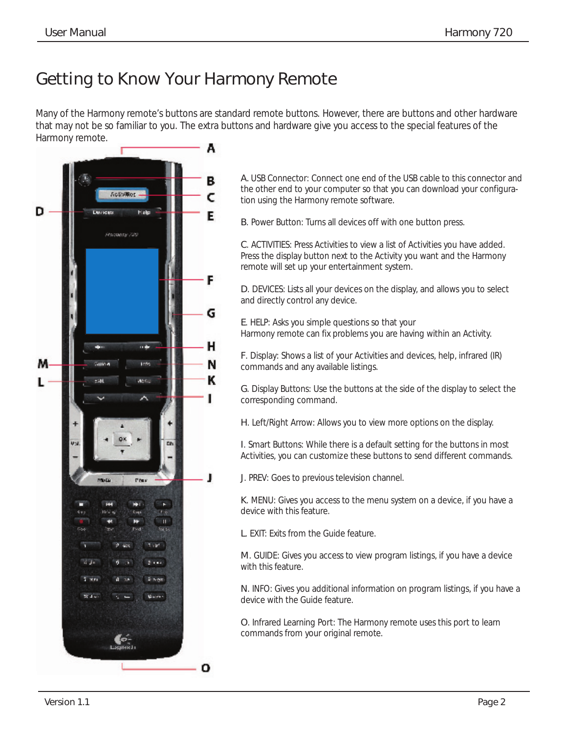# Getting to Know Your Harmony Remote

Many of the Harmony remote's buttons are standard remote buttons. However, there are buttons and other hardware that may not be so familiar to you. The extra buttons and hardware give you access to the special features of the Harmony remote.

A. USB Connector: Connect one end of the USB cable to this connector and the other end to your computer so that you can download your configuration using the Harmony remote software.

B. Power Button: Turns all devices off with one button press.

C. ACTIVITIES: Press Activities to view a list of Activities you have added. Press the display button next to the Activity you want and the Harmony remote will set up your entertainment system.

D. DEVICES: Lists all your devices on the display, and allows you to select and directly control any device.

E. HELP: Asks you simple questions so that your Harmony remote can fix problems you are having within an Activity.

F. Display: Shows a list of your Activities and devices, help, infrared (IR) commands and any available listings.

G. Display Buttons: Use the buttons at the side of the display to select the corresponding command.

H. Left/Right Arrow: Allows you to view more options on the display.

I. Smart Buttons: While there is a default setting for the buttons in most Activities, you can customize these buttons to send different commands.

J. PREV: Goes to previous television channel.

K. MENU: Gives you access to the menu system on a device, if you have a device with this feature.

L. EXIT: Exits from the Guide feature.

M. GUIDE: Gives you access to view program listings, if you have a device with this feature.

N. INFO: Gives you additional information on program listings, if you have a device with the Guide feature.

O. Infrared Learning Port: The Harmony remote uses this port to learn commands from your original remote.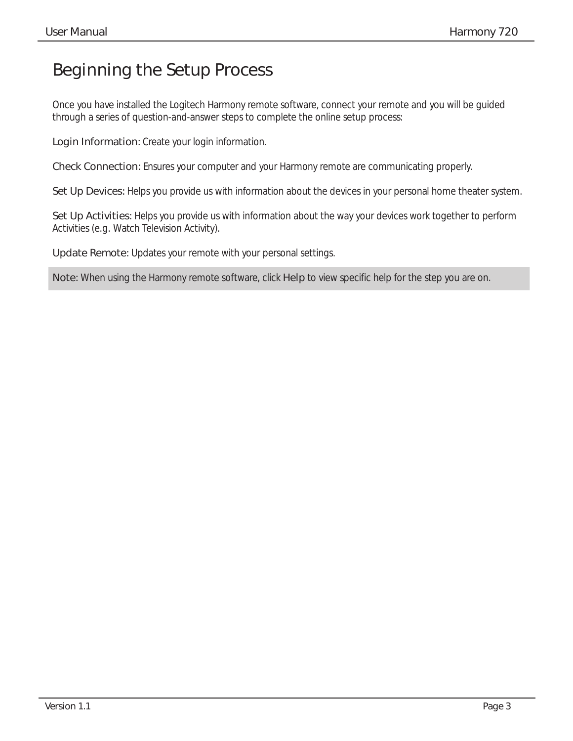# Beginning the Setup Process

Once you have installed the Logitech Harmony remote software, connect your remote and you will be guided through a series of question-and-answer steps to complete the online setup process:

**Login Information:** Create your login information.

**Check Connection:** Ensures your computer and your Harmony remote are communicating properly.

**Set Up Devices:** Helps you provide us with information about the devices in your personal home theater system.

**Set Up Activities:** Helps you provide us with information about the way your devices work together to perform Activities (e.g. Watch Television Activity).

**Update Remote:** Updates your remote with your personal settings.

> **Note:** When using the Harmony remote software, click **Help** to view specific help for the step you are on.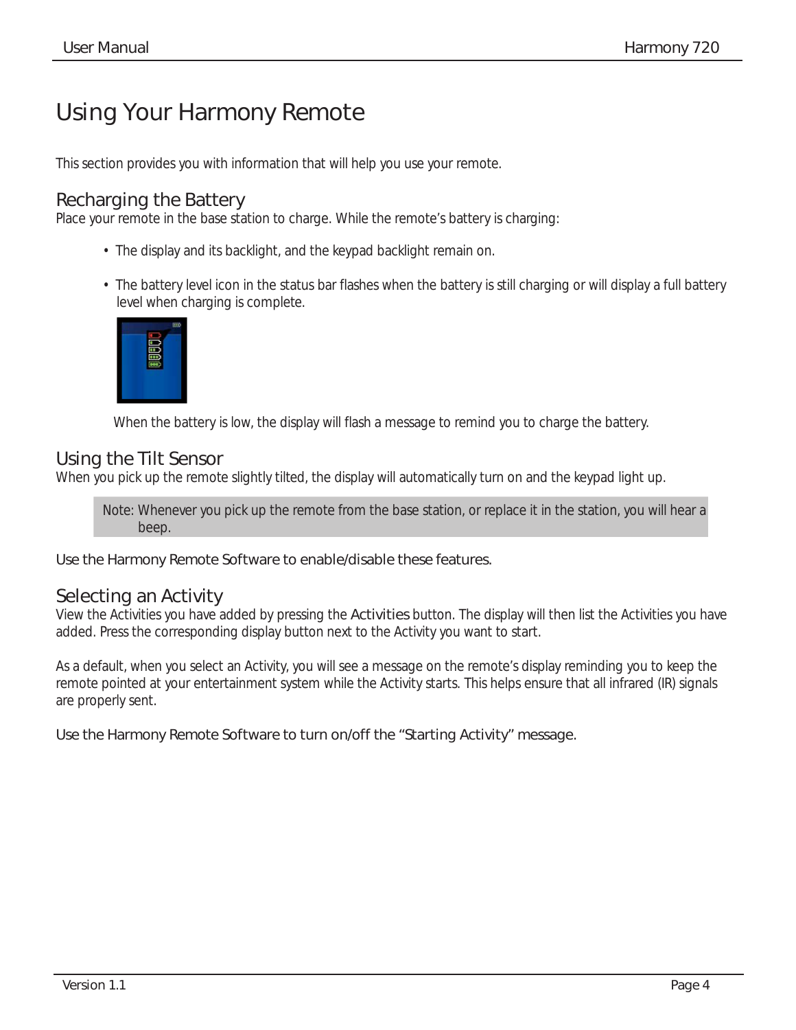# Using Your Harmony Remote

This section provides you with information that will help you use your remote.

## Recharging the Battery

Place your remote in the base station to charge. While the remote's battery is charging:

- The display and its backlight, and the keypad backlight remain on.
- The battery level icon in the status bar flashes when the battery is still charging or will display a full battery level when charging is complete.

When the battery is low, the display will flash a message to remind you to charge the battery.

## Using the Tilt Sensor

When you pick up the remote slightly tilted, the display will automatically turn on and the keypad light up.

> Note: Whenever you pick up the remote from the base station, or replace it in the station, you will hear a beep.

Use the Harmony Remote Software to enable/disable these features.

## Selecting an Activity

View the Activities you have added by pressing the Activities button. The display will then list the Activities you have added. Press the corresponding display button next to the Activity you want to start.

As a default, when you select an Activity, you will see a message on the remote's display reminding you to keep the remote pointed at your entertainment system while the Activity starts. This helps ensure that all infrared (IR) signals are properly sent.

Use the Harmony Remote Software to turn on/off the "Starting Activity" message.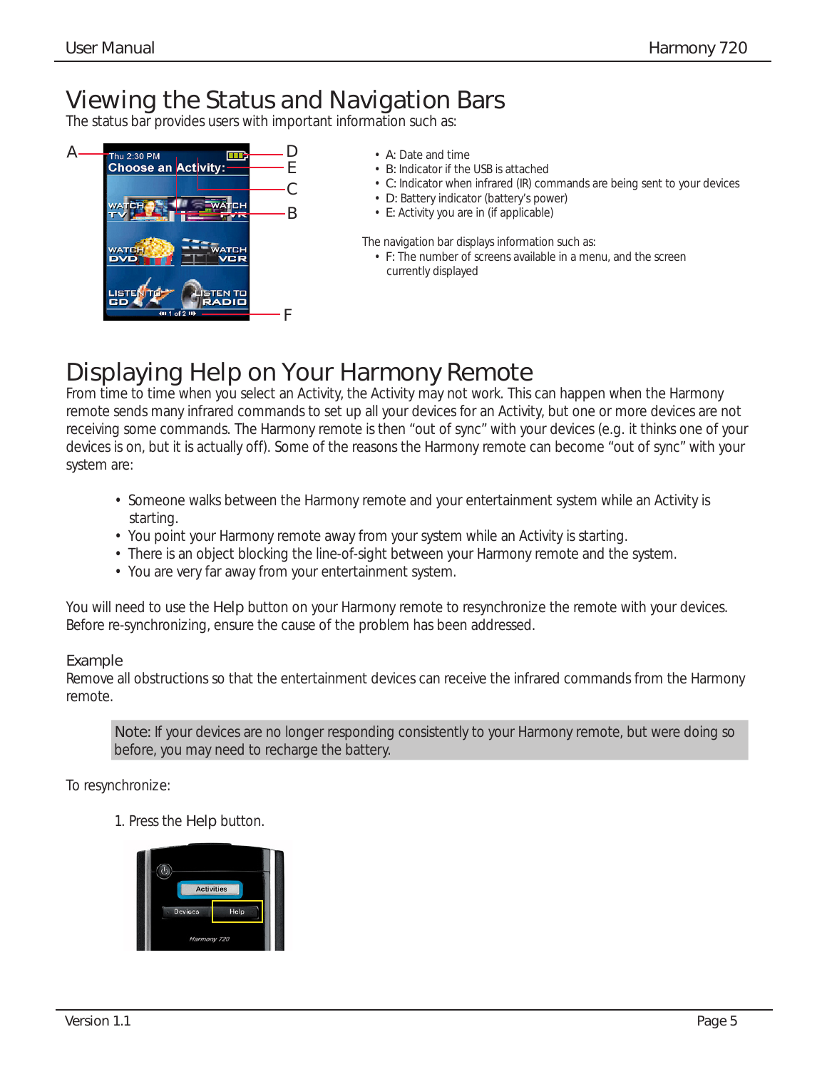# Viewing the Status and Navigation Bars

The status bar provides users with important information such as:

- A: Date and time
- B: Indicator if the USB is attached
- C: Indicator when infrared (IR) commands are being sent to your devices
- D: Battery indicator (battery's power)
- E: Activity you are in (if applicable)

The navigation bar displays information such as:

- F: The number of screens available in a menu, and the screen currently displayed

# Displaying Help on Your Harmony Remote

From time to time when you select an Activity, the Activity may not work. This can happen when the Harmony remote sends many infrared commands to set up all your devices for an Activity, but one or more devices are not receiving some commands. The Harmony remote is then "out of sync" with your devices (e.g. it thinks one of your devices is on, but it is actually off). Some of the reasons the Harmony remote can become "out of sync" with your system are:

- Someone walks between the Harmony remote and your entertainment system while an Activity is starting.
- You point your Harmony remote away from your system while an Activity is starting.
- There is an object blocking the line-of-sight between your Harmony remote and the system.
- You are very far away from your entertainment system.

You will need to use the Help button on your Harmony remote to resynchronize the remote with your devices. Before re-synchronizing, ensure the cause of the problem has been addressed.

## Example

Remove all obstructions so that the entertainment devices can receive the infrared commands from the Harmony remote.

> Note: If your devices are no longer responding consistently to your Harmony remote, but were doing so before, you may need to recharge the battery.

To resynchronize:

1. Press the Help button.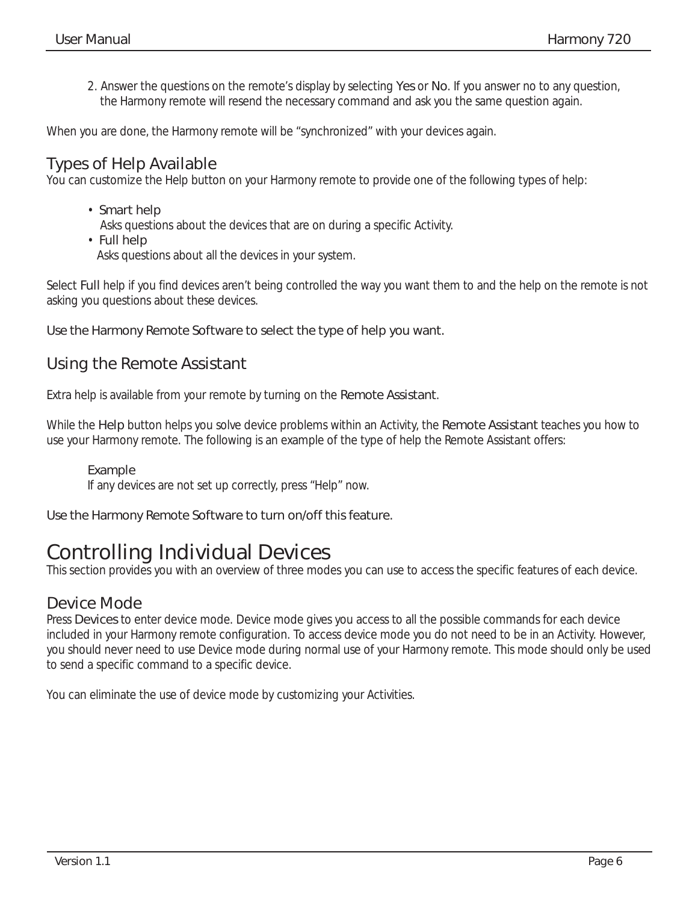2. Answer the questions on the remote's display by selecting Yes or No. If you answer no to any question, the Harmony remote will resend the necessary command and ask you the same question again.

When you are done, the Harmony remote will be "synchronized" with your devices again.

## Types of Help Available

You can customize the Help button on your Harmony remote to provide one of the following types of help:

- Smart help
  Asks questions about the devices that are on during a specific Activity.
- Full help
  Asks questions about all the devices in your system.

Select Full help if you find devices aren't being controlled the way you want them to and the help on the remote is not asking you questions about these devices.

Use the Harmony Remote Software to select the type of help you want.

## Using the Remote Assistant

Extra help is available from your remote by turning on the Remote Assistant.

While the Help button helps you solve device problems within an Activity, the Remote Assistant teaches you how to use your Harmony remote. The following is an example of the type of help the Remote Assistant offers:

> Example
> If any devices are not set up correctly, press "Help" now.

Use the Harmony Remote Software to turn on/off this feature.

# Controlling Individual Devices

This section provides you with an overview of three modes you can use to access the specific features of each device.

## Device Mode

Press Devices to enter device mode. Device mode gives you access to all the possible commands for each device included in your Harmony remote configuration. To access device mode you do not need to be in an Activity. However, you should never need to use Device mode during normal use of your Harmony remote. This mode should only be used to send a specific command to a specific device.

You can eliminate the use of device mode by customizing your Activities.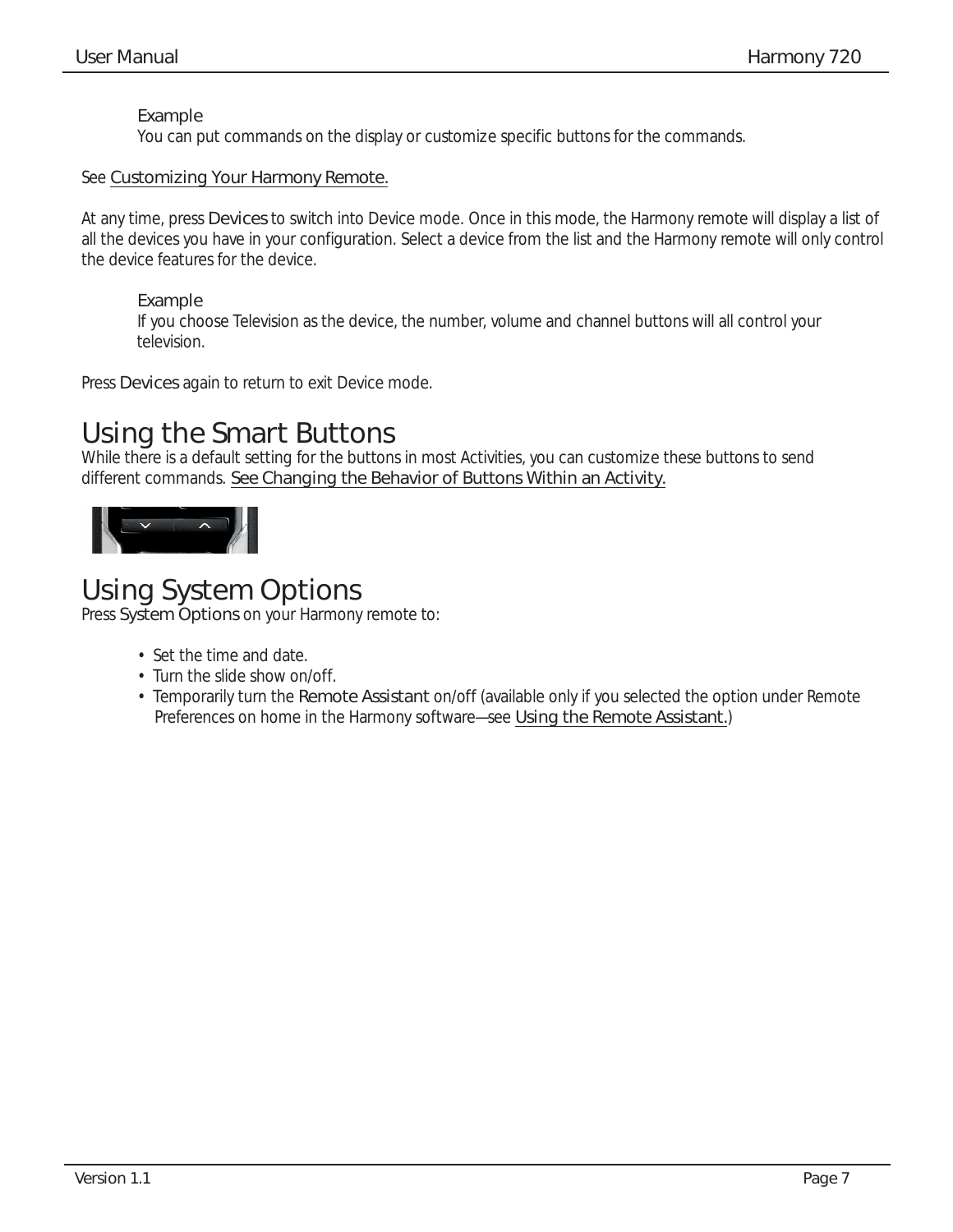Example

You can put commands on the display or customize specific buttons for the commands.

See Customizing Your Harmony Remote.

At any time, press Devices to switch into Device mode. Once in this mode, the Harmony remote will display a list of all the devices you have in your configuration. Select a device from the list and the Harmony remote will only control the device features for the device.

Example

If you choose Television as the device, the number, volume and channel buttons will all control your television.

Press Devices again to return to exit Device mode.

# Using the Smart Buttons

While there is a default setting for the buttons in most Activities, you can customize these buttons to send different commands. See Changing the Behavior of Buttons Within an Activity.

# Using System Options

Press System Options on your Harmony remote to:

- Set the time and date.
- Turn the slide show on/off.
- Temporarily turn the Remote Assistant on/off (available only if you selected the option under Remote Preferences on home in the Harmony software—see Using the Remote Assistant.)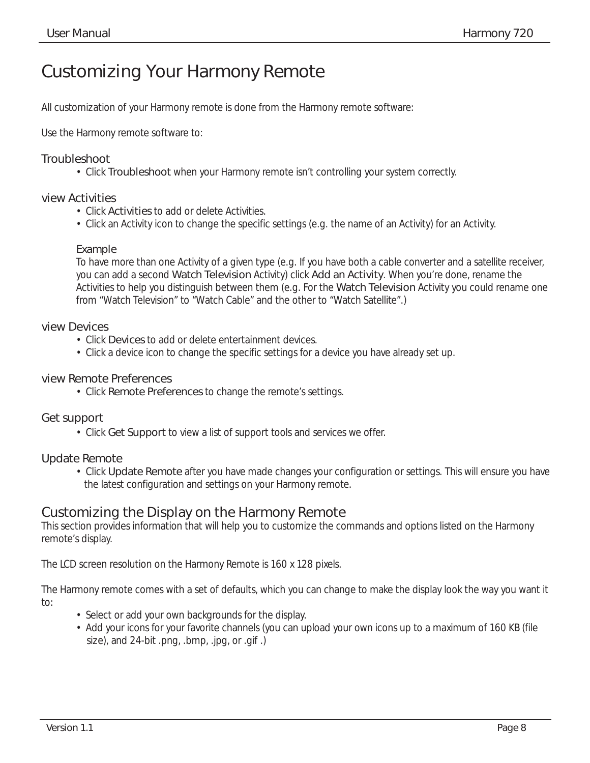# Customizing Your Harmony Remote

All customization of your Harmony remote is done from the Harmony remote software:

Use the Harmony remote software to:

### Troubleshoot

- Click Troubleshoot when your Harmony remote isn't controlling your system correctly.

### view Activities

- Click Activities to add or delete Activities.
- Click an Activity icon to change the specific settings (e.g. the name of an Activity) for an Activity.

#### Example

To have more than one Activity of a given type (e.g. If you have both a cable converter and a satellite receiver, you can add a second Watch Television Activity) click Add an Activity. When you're done, rename the Activities to help you distinguish between them (e.g. For the Watch Television Activity you could rename one from "Watch Television" to "Watch Cable" and the other to "Watch Satellite".)

### view Devices

- Click Devices to add or delete entertainment devices.
- Click a device icon to change the specific settings for a device you have already set up.

### view Remote Preferences

- Click Remote Preferences to change the remote's settings.

### Get support

- Click Get Support to view a list of support tools and services we offer.

### Update Remote

- Click Update Remote after you have made changes your configuration or settings. This will ensure you have the latest configuration and settings on your Harmony remote.

## Customizing the Display on the Harmony Remote

This section provides information that will help you to customize the commands and options listed on the Harmony remote's display.

The LCD screen resolution on the Harmony Remote is 160 x 128 pixels.

The Harmony remote comes with a set of defaults, which you can change to make the display look the way you want it to:

- Select or add your own backgrounds for the display.
- Add your icons for your favorite channels (you can upload your own icons up to a maximum of 160 KB (file size), and 24-bit .png, .bmp, .jpg, or .gif .)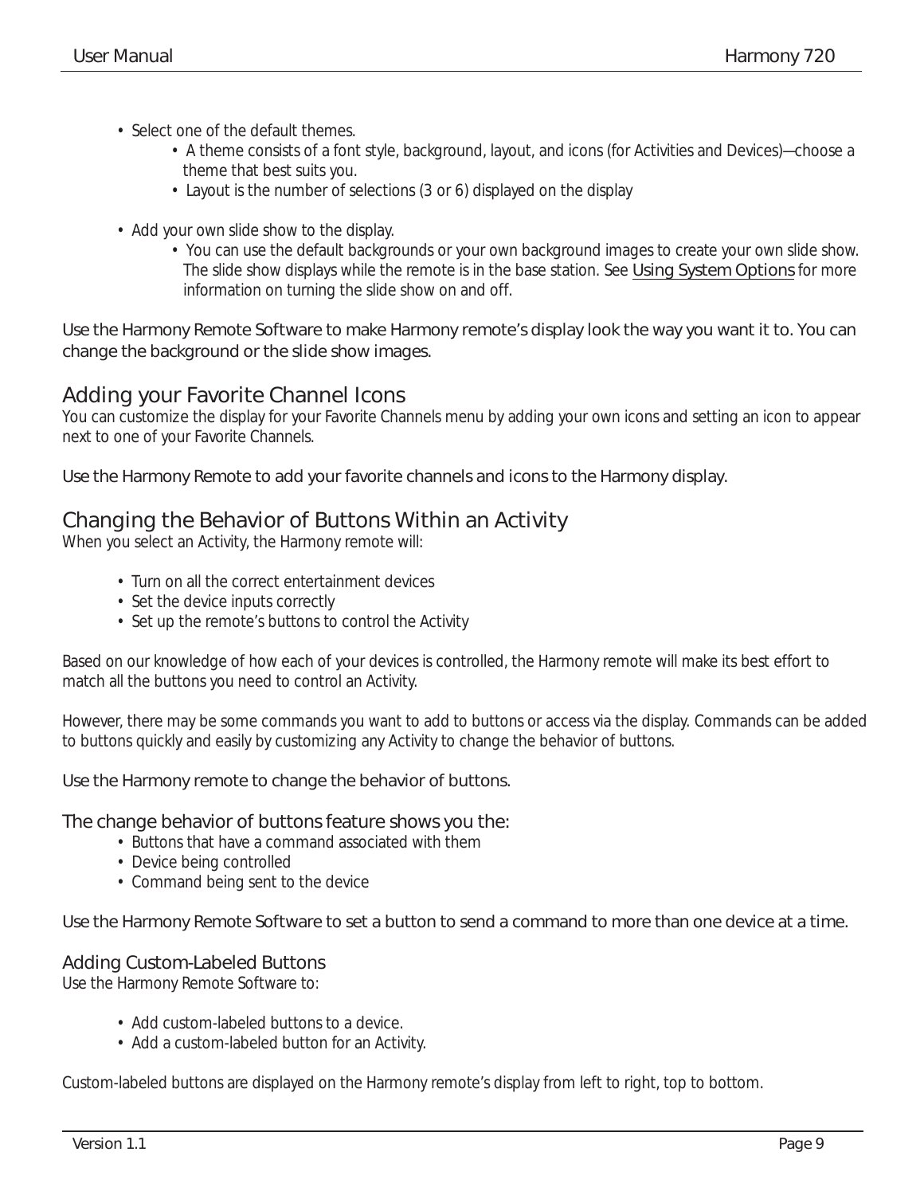- Select one of the default themes.
    - A theme consists of a font style, background, layout, and icons (for Activities and Devices)—choose a theme that best suits you.
    - Layout is the number of selections (3 or 6) displayed on the display

- Add your own slide show to the display.
    - You can use the default backgrounds or your own background images to create your own slide show. The slide show displays while the remote is in the base station. See Using System Options for more information on turning the slide show on and off.

Use the Harmony Remote Software to make Harmony remote's display look the way you want it to. You can change the background or the slide show images.

## Adding your Favorite Channel Icons

You can customize the display for your Favorite Channels menu by adding your own icons and setting an icon to appear next to one of your Favorite Channels.

Use the Harmony Remote to add your favorite channels and icons to the Harmony display.

## Changing the Behavior of Buttons Within an Activity

When you select an Activity, the Harmony remote will:

- Turn on all the correct entertainment devices
- Set the device inputs correctly
- Set up the remote's buttons to control the Activity

Based on our knowledge of how each of your devices is controlled, the Harmony remote will make its best effort to match all the buttons you need to control an Activity.

However, there may be some commands you want to add to buttons or access via the display. Commands can be added to buttons quickly and easily by customizing any Activity to change the behavior of buttons.

Use the Harmony remote to change the behavior of buttons.

The change behavior of buttons feature shows you the:

- Buttons that have a command associated with them
- Device being controlled
- Command being sent to the device

Use the Harmony Remote Software to set a button to send a command to more than one device at a time.

### Adding Custom-Labeled Buttons

Use the Harmony Remote Software to:

- Add custom-labeled buttons to a device.
- Add a custom-labeled button for an Activity.

Custom-labeled buttons are displayed on the Harmony remote's display from left to right, top to bottom.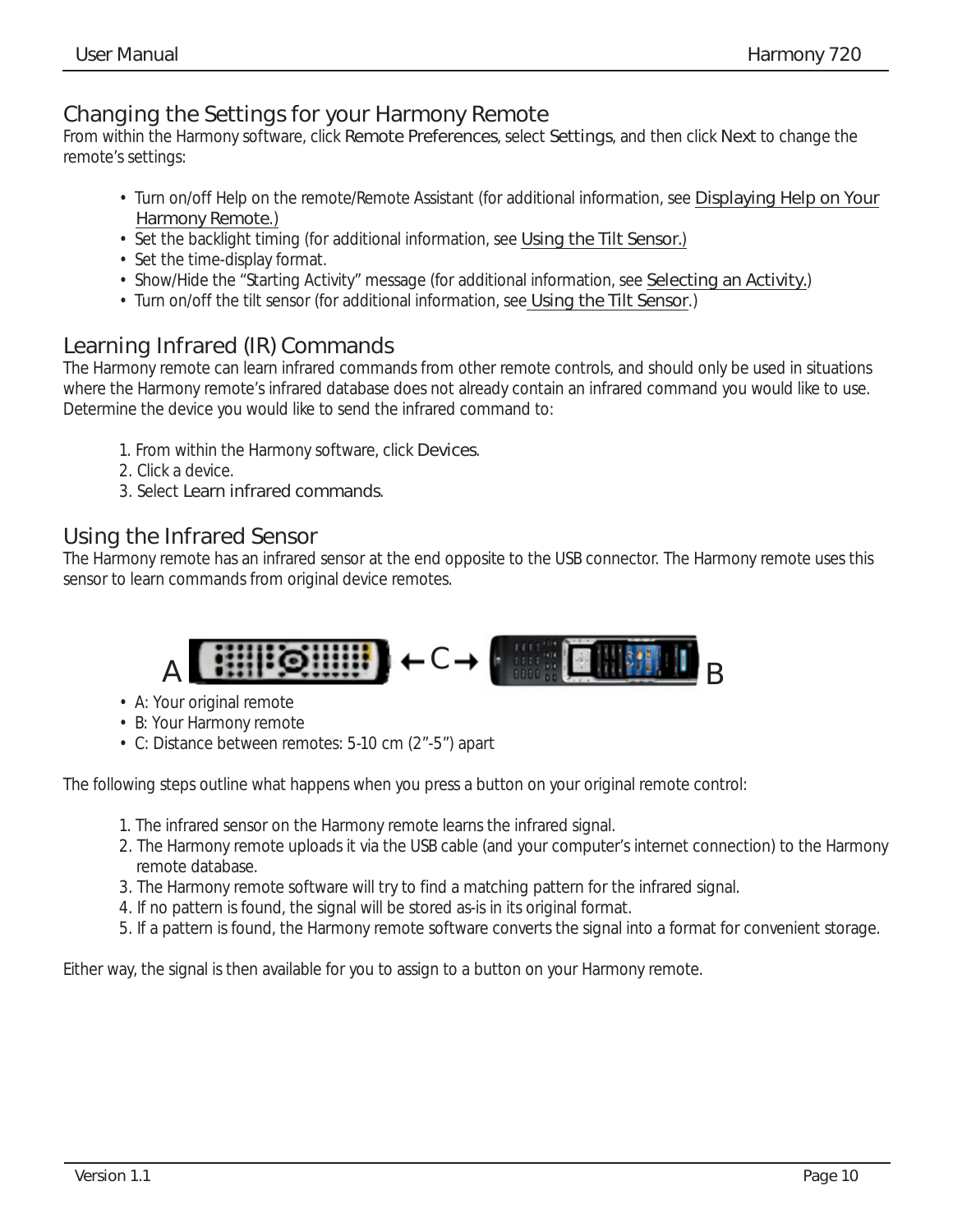## Changing the Settings for your Harmony Remote

From within the Harmony software, click Remote Preferences, select Settings, and then click Next to change the remote's settings:

- Turn on/off Help on the remote/Remote Assistant (for additional information, see Displaying Help on Your Harmony Remote.)
- Set the backlight timing (for additional information, see Using the Tilt Sensor.)
- Set the time-display format.
- Show/Hide the "Starting Activity" message (for additional information, see Selecting an Activity.)
- Turn on/off the tilt sensor (for additional information, see Using the Tilt Sensor.)

## Learning Infrared (IR) Commands

The Harmony remote can learn infrared commands from other remote controls, and should only be used in situations where the Harmony remote's infrared database does not already contain an infrared command you would like to use. Determine the device you would like to send the infrared command to:

1. From within the Harmony software, click Devices.
2. Click a device.
3. Select Learn infrared commands.

## Using the Infrared Sensor

The Harmony remote has an infrared sensor at the end opposite to the USB connector. The Harmony remote uses this sensor to learn commands from original device remotes.

A ←C→ B

- A: Your original remote
- B: Your Harmony remote
- C: Distance between remotes: 5-10 cm (2"-5") apart

The following steps outline what happens when you press a button on your original remote control:

1. The infrared sensor on the Harmony remote learns the infrared signal.
2. The Harmony remote uploads it via the USB cable (and your computer's internet connection) to the Harmony remote database.
3. The Harmony remote software will try to find a matching pattern for the infrared signal.
4. If no pattern is found, the signal will be stored as-is in its original format.
5. If a pattern is found, the Harmony remote software converts the signal into a format for convenient storage.

Either way, the signal is then available for you to assign to a button on your Harmony remote.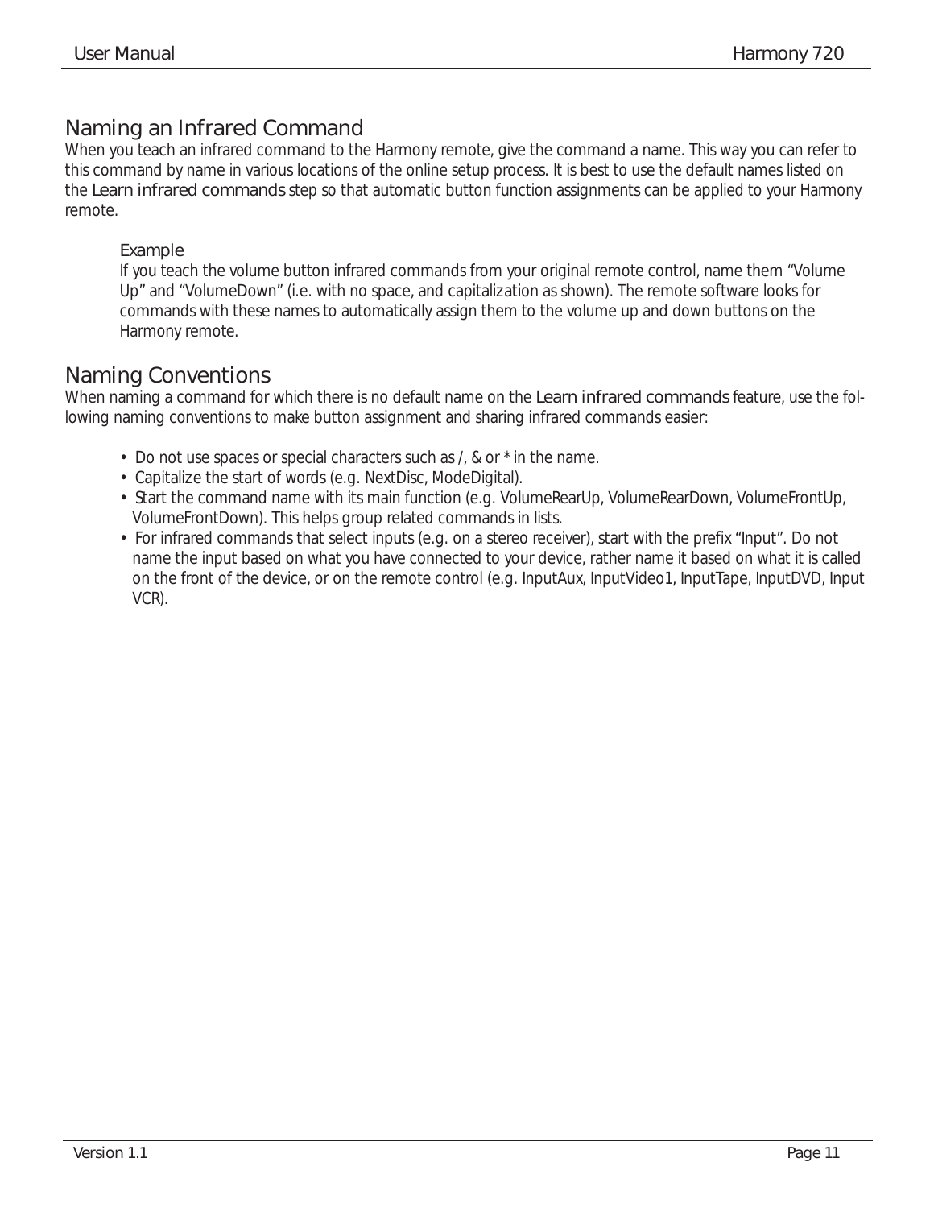## Naming an Infrared Command

When you teach an infrared command to the Harmony remote, give the command a name. This way you can refer to this command by name in various locations of the online setup process. It is best to use the default names listed on the **Learn infrared commands** step so that automatic button function assignments can be applied to your Harmony remote.

### Example

If you teach the volume button infrared commands from your original remote control, name them "Volume Up" and "VolumeDown" (i.e. with no space, and capitalization as shown). The remote software looks for commands with these names to automatically assign them to the volume up and down buttons on the Harmony remote.

## Naming Conventions

When naming a command for which there is no default name on the **Learn infrared commands** feature, use the following naming conventions to make button assignment and sharing infrared commands easier:

- Do not use spaces or special characters such as /, & or * in the name.
- Capitalize the start of words (e.g. NextDisc, ModeDigital).
- Start the command name with its main function (e.g. VolumeRearUp, VolumeRearDown, VolumeFrontUp, VolumeFrontDown). This helps group related commands in lists.
- For infrared commands that select inputs (e.g. on a stereo receiver), start with the prefix "Input". Do not name the input based on what you have connected to your device, rather name it based on what it is called on the front of the device, or on the remote control (e.g. InputAux, InputVideo1, InputTape, InputDVD, Input VCR).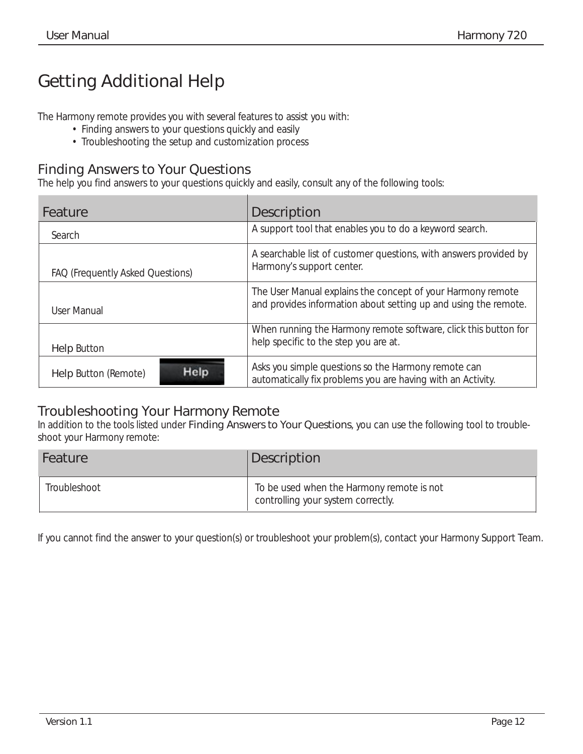# Getting Additional Help

The Harmony remote provides you with several features to assist you with:

- Finding answers to your questions quickly and easily
- Troubleshooting the setup and customization process

## Finding Answers to Your Questions

The help you find answers to your questions quickly and easily, consult any of the following tools:

| Feature | Description |
| --- | --- |
| Search | A support tool that enables you to do a keyword search. |
| FAQ (Frequently Asked Questions) | A searchable list of customer questions, with answers provided by Harmony's support center. |
| User Manual | The User Manual explains the concept of your Harmony remote and provides information about setting up and using the remote. |
| Help Button | When running the Harmony remote software, click this button for help specific to the step you are at. |
| Help Button (Remote) Help | Asks you simple questions so the Harmony remote can automatically fix problems you are having with an Activity. |

## Troubleshooting Your Harmony Remote

In addition to the tools listed under Finding Answers to Your Questions, you can use the following tool to trouble-shoot your Harmony remote:

| Feature | Description |
| --- | --- |
| Troubleshoot | To be used when the Harmony remote is not controlling your system correctly. |

If you cannot find the answer to your question(s) or troubleshoot your problem(s), contact your Harmony Support Team.